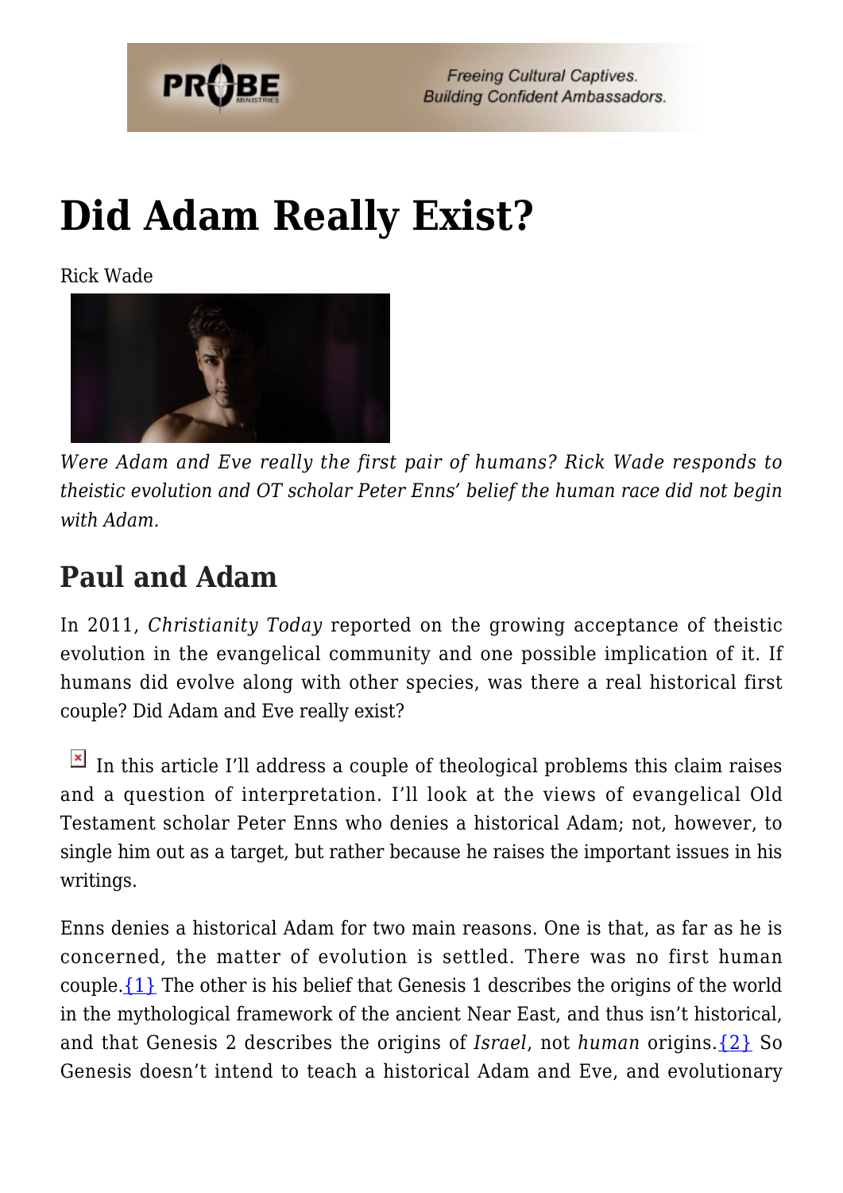# Did Adam Really Exist?

Rick Wade

*Were Adam and Eve really the first pair of humans? Rick Wade responds to theistic evolution and OT scholar Peter Enns' belief the human race did not begin with Adam.*

## Paul and Adam

In 2011, *Christianity Today* reported on the growing acceptance of theistic evolution in the evangelical community and one possible implication of it. If humans did evolve along with other species, was there a real historical first couple? Did Adam and Eve really exist?

In this article I'll address a couple of theological problems this claim raises and a question of interpretation. I'll look at the views of evangelical Old Testament scholar Peter Enns who denies a historical Adam; not, however, to single him out as a target, but rather because he raises the important issues in his writings.

Enns denies a historical Adam for two main reasons. One is that, as far as he is concerned, the matter of evolution is settled. There was no first human couple.{1} The other is his belief that Genesis 1 describes the origins of the world in the mythological framework of the ancient Near East, and thus isn't historical, and that Genesis 2 describes the origins of *Israel*, not *human* origins.{2} So Genesis doesn't intend to teach a historical Adam and Eve, and evolutionary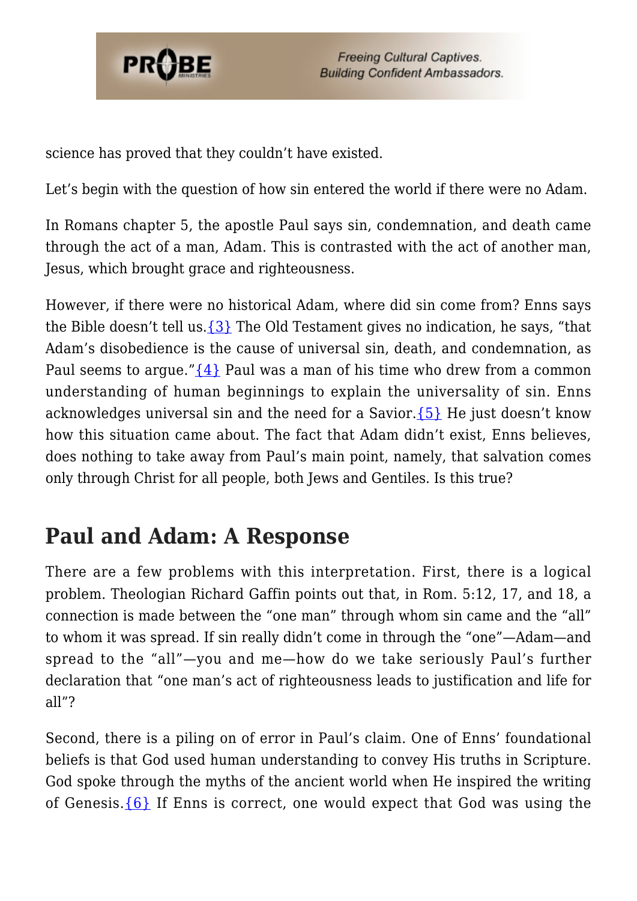science has proved that they couldn't have existed.

Let's begin with the question of how sin entered the world if there were no Adam.

In Romans chapter 5, the apostle Paul says sin, condemnation, and death came through the act of a man, Adam. This is contrasted with the act of another man, Jesus, which brought grace and righteousness.

However, if there were no historical Adam, where did sin come from? Enns says the Bible doesn't tell us.{3} The Old Testament gives no indication, he says, "that Adam's disobedience is the cause of universal sin, death, and condemnation, as Paul seems to argue."{4} Paul was a man of his time who drew from a common understanding of human beginnings to explain the universality of sin. Enns acknowledges universal sin and the need for a Savior.{5} He just doesn't know how this situation came about. The fact that Adam didn't exist, Enns believes, does nothing to take away from Paul's main point, namely, that salvation comes only through Christ for all people, both Jews and Gentiles. Is this true?

## Paul and Adam: A Response

There are a few problems with this interpretation. First, there is a logical problem. Theologian Richard Gaffin points out that, in Rom. 5:12, 17, and 18, a connection is made between the "one man" through whom sin came and the "all" to whom it was spread. If sin really didn't come in through the "one"—Adam—and spread to the "all"—you and me—how do we take seriously Paul's further declaration that "one man's act of righteousness leads to justification and life for all"?

Second, there is a piling on of error in Paul's claim. One of Enns' foundational beliefs is that God used human understanding to convey His truths in Scripture. God spoke through the myths of the ancient world when He inspired the writing of Genesis.{6} If Enns is correct, one would expect that God was using the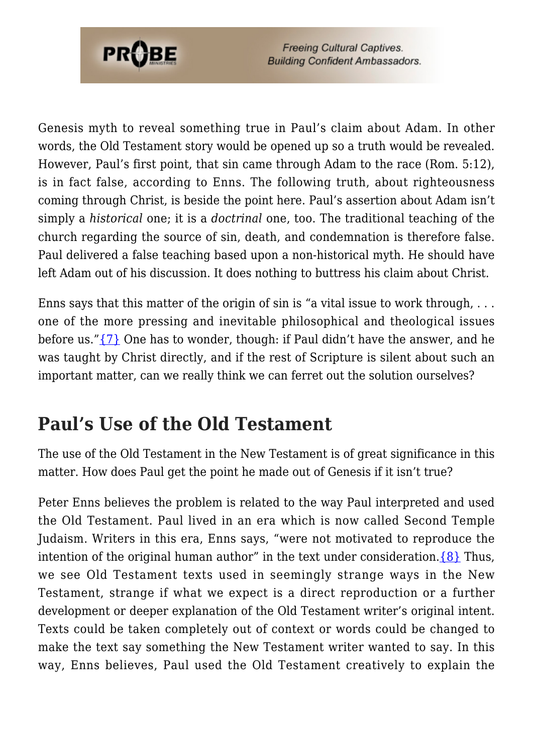Genesis myth to reveal something true in Paul's claim about Adam. In other words, the Old Testament story would be opened up so a truth would be revealed. However, Paul's first point, that sin came through Adam to the race (Rom. 5:12), is in fact false, according to Enns. The following truth, about righteousness coming through Christ, is beside the point here. Paul's assertion about Adam isn't simply a *historical* one; it is a *doctrinal* one, too. The traditional teaching of the church regarding the source of sin, death, and condemnation is therefore false. Paul delivered a false teaching based upon a non-historical myth. He should have left Adam out of his discussion. It does nothing to buttress his claim about Christ.

Enns says that this matter of the origin of sin is "a vital issue to work through, . . . one of the more pressing and inevitable philosophical and theological issues before us."{7} One has to wonder, though: if Paul didn't have the answer, and he was taught by Christ directly, and if the rest of Scripture is silent about such an important matter, can we really think we can ferret out the solution ourselves?

## Paul's Use of the Old Testament

The use of the Old Testament in the New Testament is of great significance in this matter. How does Paul get the point he made out of Genesis if it isn't true?

Peter Enns believes the problem is related to the way Paul interpreted and used the Old Testament. Paul lived in an era which is now called Second Temple Judaism. Writers in this era, Enns says, "were not motivated to reproduce the intention of the original human author" in the text under consideration.{8} Thus, we see Old Testament texts used in seemingly strange ways in the New Testament, strange if what we expect is a direct reproduction or a further development or deeper explanation of the Old Testament writer's original intent. Texts could be taken completely out of context or words could be changed to make the text say something the New Testament writer wanted to say. In this way, Enns believes, Paul used the Old Testament creatively to explain the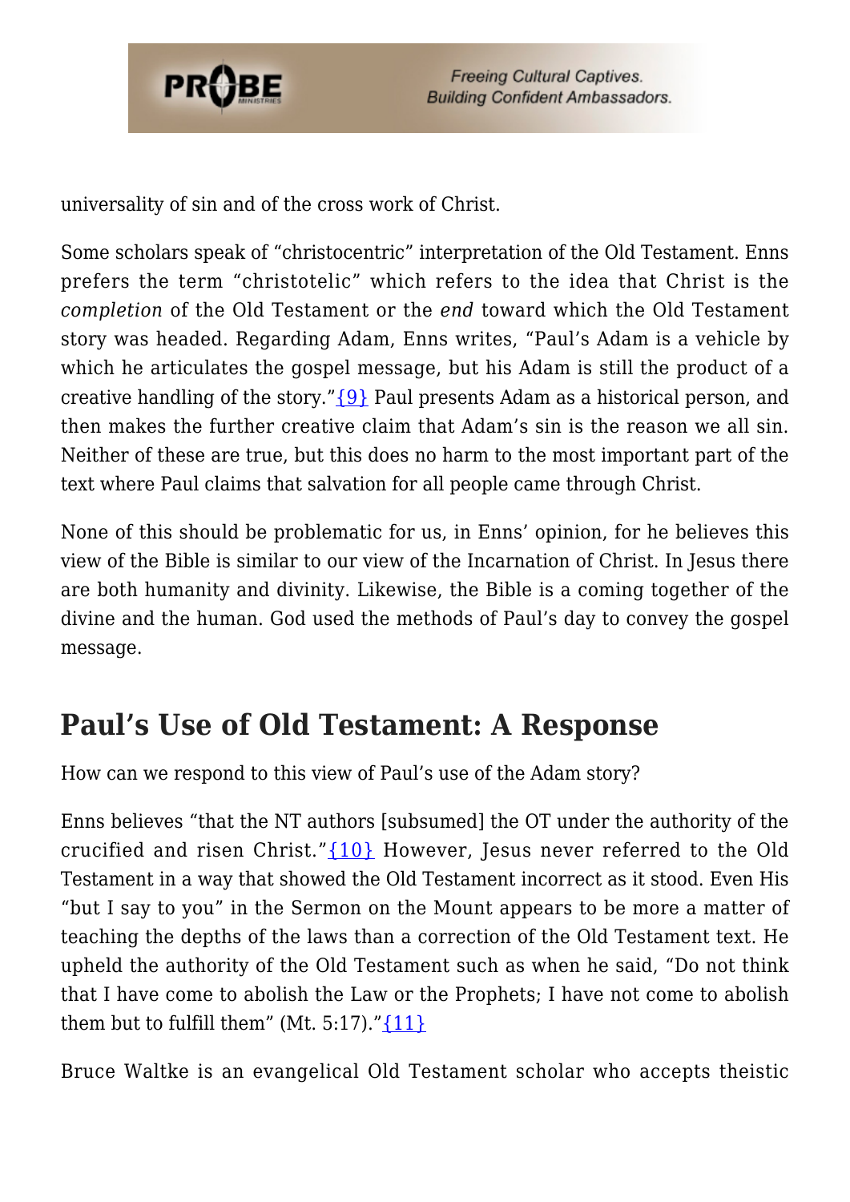universality of sin and of the cross work of Christ.

Some scholars speak of "christocentric" interpretation of the Old Testament. Enns prefers the term "christotelic" which refers to the idea that Christ is the *completion* of the Old Testament or the *end* toward which the Old Testament story was headed. Regarding Adam, Enns writes, "Paul's Adam is a vehicle by which he articulates the gospel message, but his Adam is still the product of a creative handling of the story."{9} Paul presents Adam as a historical person, and then makes the further creative claim that Adam's sin is the reason we all sin. Neither of these are true, but this does no harm to the most important part of the text where Paul claims that salvation for all people came through Christ.

None of this should be problematic for us, in Enns' opinion, for he believes this view of the Bible is similar to our view of the Incarnation of Christ. In Jesus there are both humanity and divinity. Likewise, the Bible is a coming together of the divine and the human. God used the methods of Paul's day to convey the gospel message.

## Paul's Use of Old Testament: A Response

How can we respond to this view of Paul's use of the Adam story?

Enns believes "that the NT authors [subsumed] the OT under the authority of the crucified and risen Christ."{10} However, Jesus never referred to the Old Testament in a way that showed the Old Testament incorrect as it stood. Even His "but I say to you" in the Sermon on the Mount appears to be more a matter of teaching the depths of the laws than a correction of the Old Testament text. He upheld the authority of the Old Testament such as when he said, "Do not think that I have come to abolish the Law or the Prophets; I have not come to abolish them but to fulfill them" (Mt. 5:17)."{11}

Bruce Waltke is an evangelical Old Testament scholar who accepts theistic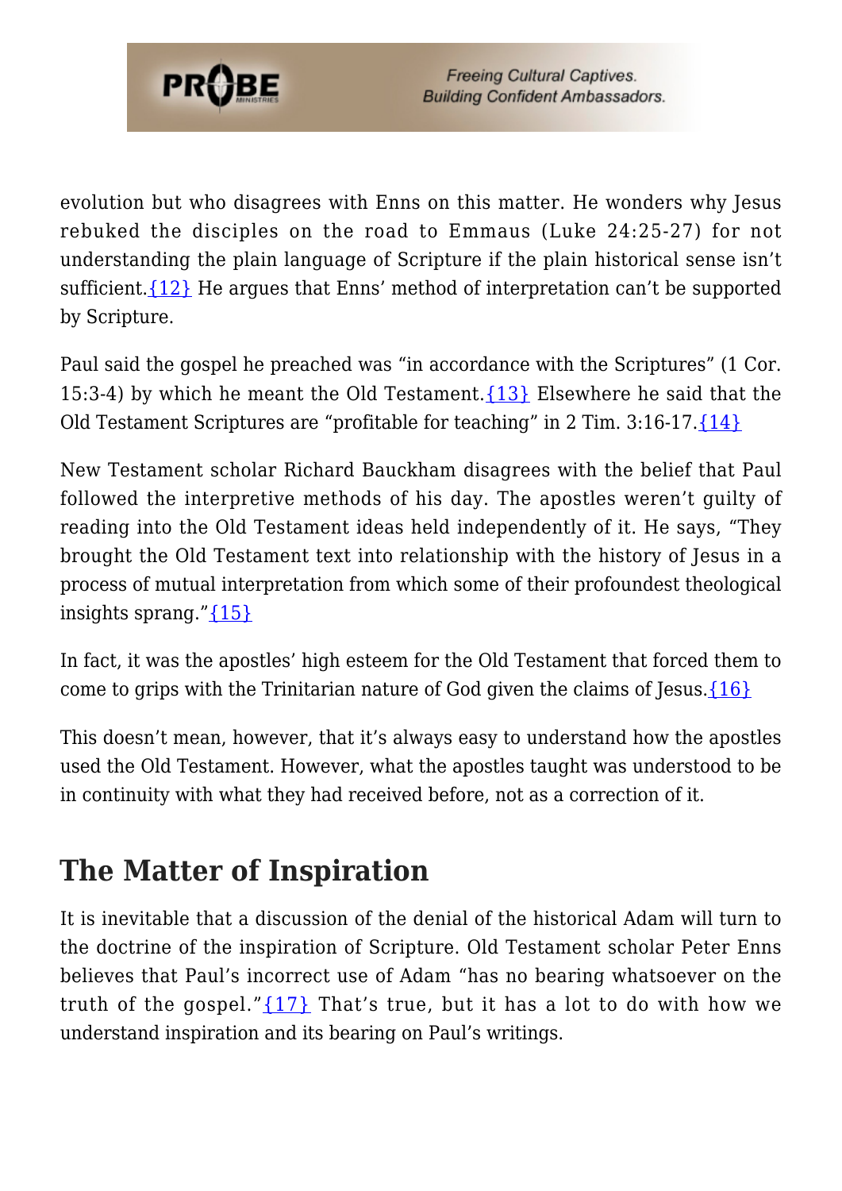evolution but who disagrees with Enns on this matter. He wonders why Jesus rebuked the disciples on the road to Emmaus (Luke 24:25-27) for not understanding the plain language of Scripture if the plain historical sense isn't sufficient.{12} He argues that Enns' method of interpretation can't be supported by Scripture.

Paul said the gospel he preached was "in accordance with the Scriptures" (1 Cor. 15:3-4) by which he meant the Old Testament.{13} Elsewhere he said that the Old Testament Scriptures are "profitable for teaching" in 2 Tim. 3:16-17.{14}

New Testament scholar Richard Bauckham disagrees with the belief that Paul followed the interpretive methods of his day. The apostles weren't guilty of reading into the Old Testament ideas held independently of it. He says, "They brought the Old Testament text into relationship with the history of Jesus in a process of mutual interpretation from which some of their profoundest theological insights sprang."{15}

In fact, it was the apostles' high esteem for the Old Testament that forced them to come to grips with the Trinitarian nature of God given the claims of Jesus.{16}

This doesn't mean, however, that it's always easy to understand how the apostles used the Old Testament. However, what the apostles taught was understood to be in continuity with what they had received before, not as a correction of it.

## The Matter of Inspiration

It is inevitable that a discussion of the denial of the historical Adam will turn to the doctrine of the inspiration of Scripture. Old Testament scholar Peter Enns believes that Paul's incorrect use of Adam "has no bearing whatsoever on the truth of the gospel."{17} That's true, but it has a lot to do with how we understand inspiration and its bearing on Paul's writings.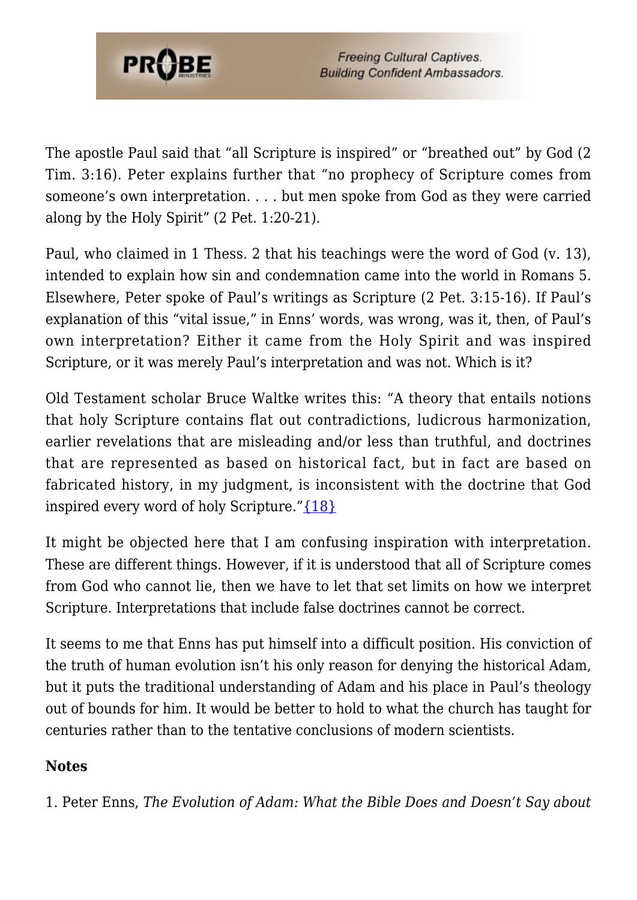The apostle Paul said that "all Scripture is inspired" or "breathed out" by God (2 Tim. 3:16). Peter explains further that "no prophecy of Scripture comes from someone's own interpretation. . . . but men spoke from God as they were carried along by the Holy Spirit" (2 Pet. 1:20-21).

Paul, who claimed in 1 Thess. 2 that his teachings were the word of God (v. 13), intended to explain how sin and condemnation came into the world in Romans 5. Elsewhere, Peter spoke of Paul's writings as Scripture (2 Pet. 3:15-16). If Paul's explanation of this "vital issue," in Enns' words, was wrong, was it, then, of Paul's own interpretation? Either it came from the Holy Spirit and was inspired Scripture, or it was merely Paul's interpretation and was not. Which is it?

Old Testament scholar Bruce Waltke writes this: "A theory that entails notions that holy Scripture contains flat out contradictions, ludicrous harmonization, earlier revelations that are misleading and/or less than truthful, and doctrines that are represented as based on historical fact, but in fact are based on fabricated history, in my judgment, is inconsistent with the doctrine that God inspired every word of holy Scripture."{18}

It might be objected here that I am confusing inspiration with interpretation. These are different things. However, if it is understood that all of Scripture comes from God who cannot lie, then we have to let that set limits on how we interpret Scripture. Interpretations that include false doctrines cannot be correct.

It seems to me that Enns has put himself into a difficult position. His conviction of the truth of human evolution isn't his only reason for denying the historical Adam, but it puts the traditional understanding of Adam and his place in Paul's theology out of bounds for him. It would be better to hold to what the church has taught for centuries rather than to the tentative conclusions of modern scientists.

**Notes**

1. Peter Enns, *The Evolution of Adam: What the Bible Does and Doesn't Say about*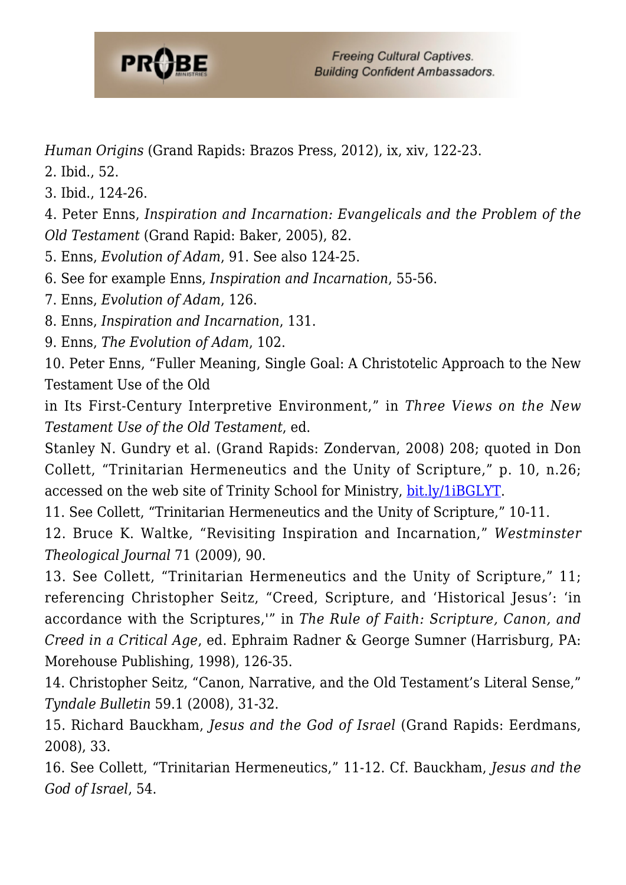*Human Origins* (Grand Rapids: Brazos Press, 2012), ix, xiv, 122-23.
2. Ibid., 52.
3. Ibid., 124-26.
4. Peter Enns, *Inspiration and Incarnation: Evangelicals and the Problem of the Old Testament* (Grand Rapid: Baker, 2005), 82.
5. Enns, *Evolution of Adam*, 91. See also 124-25.
6. See for example Enns, *Inspiration and Incarnation*, 55-56.
7. Enns, *Evolution of Adam*, 126.
8. Enns, *Inspiration and Incarnation*, 131.
9. Enns, *The Evolution of Adam*, 102.
10. Peter Enns, "Fuller Meaning, Single Goal: A Christotelic Approach to the New Testament Use of the Old in Its First-Century Interpretive Environment," in *Three Views on the New Testament Use of the Old Testament*, ed. Stanley N. Gundry et al. (Grand Rapids: Zondervan, 2008) 208; quoted in Don Collett, "Trinitarian Hermeneutics and the Unity of Scripture," p. 10, n.26; accessed on the web site of Trinity School for Ministry, [bit.ly/1iBGLYT](bit.ly/1iBGLYT).
11. See Collett, "Trinitarian Hermeneutics and the Unity of Scripture," 10-11.
12. Bruce K. Waltke, "Revisiting Inspiration and Incarnation," *Westminster Theological Journal* 71 (2009), 90.
13. See Collett, "Trinitarian Hermeneutics and the Unity of Scripture," 11; referencing Christopher Seitz, "Creed, Scripture, and 'Historical Jesus': 'in accordance with the Scriptures,'" in *The Rule of Faith: Scripture, Canon, and Creed in a Critical Age*, ed. Ephraim Radner & George Sumner (Harrisburg, PA: Morehouse Publishing, 1998), 126-35.
14. Christopher Seitz, "Canon, Narrative, and the Old Testament's Literal Sense," *Tyndale Bulletin* 59.1 (2008), 31-32.
15. Richard Bauckham, *Jesus and the God of Israel* (Grand Rapids: Eerdmans, 2008), 33.
16. See Collett, "Trinitarian Hermeneutics," 11-12. Cf. Bauckham, *Jesus and the God of Israel*, 54.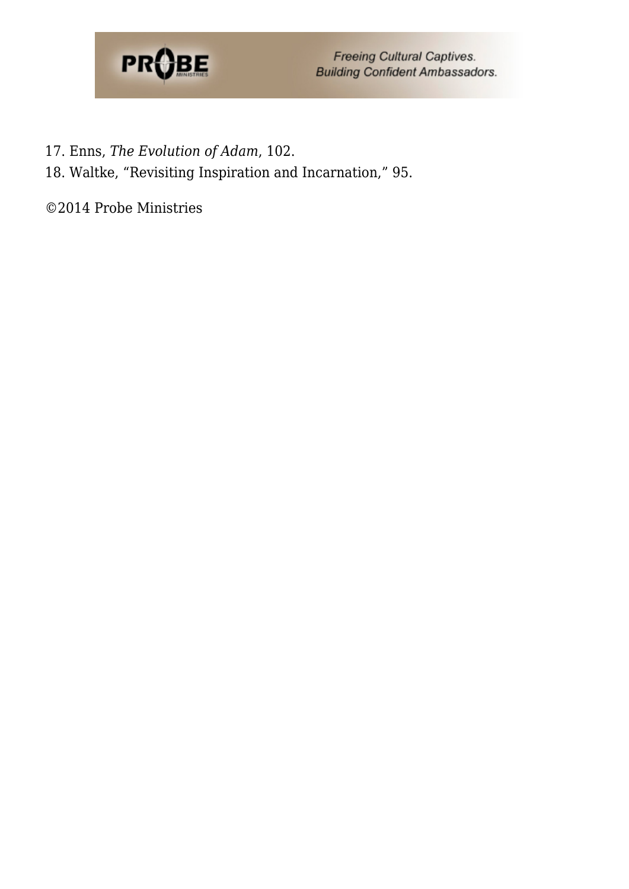17. Enns, *The Evolution of Adam*, 102.
18. Waltke, "Revisiting Inspiration and Incarnation," 95.

©2014 Probe Ministries